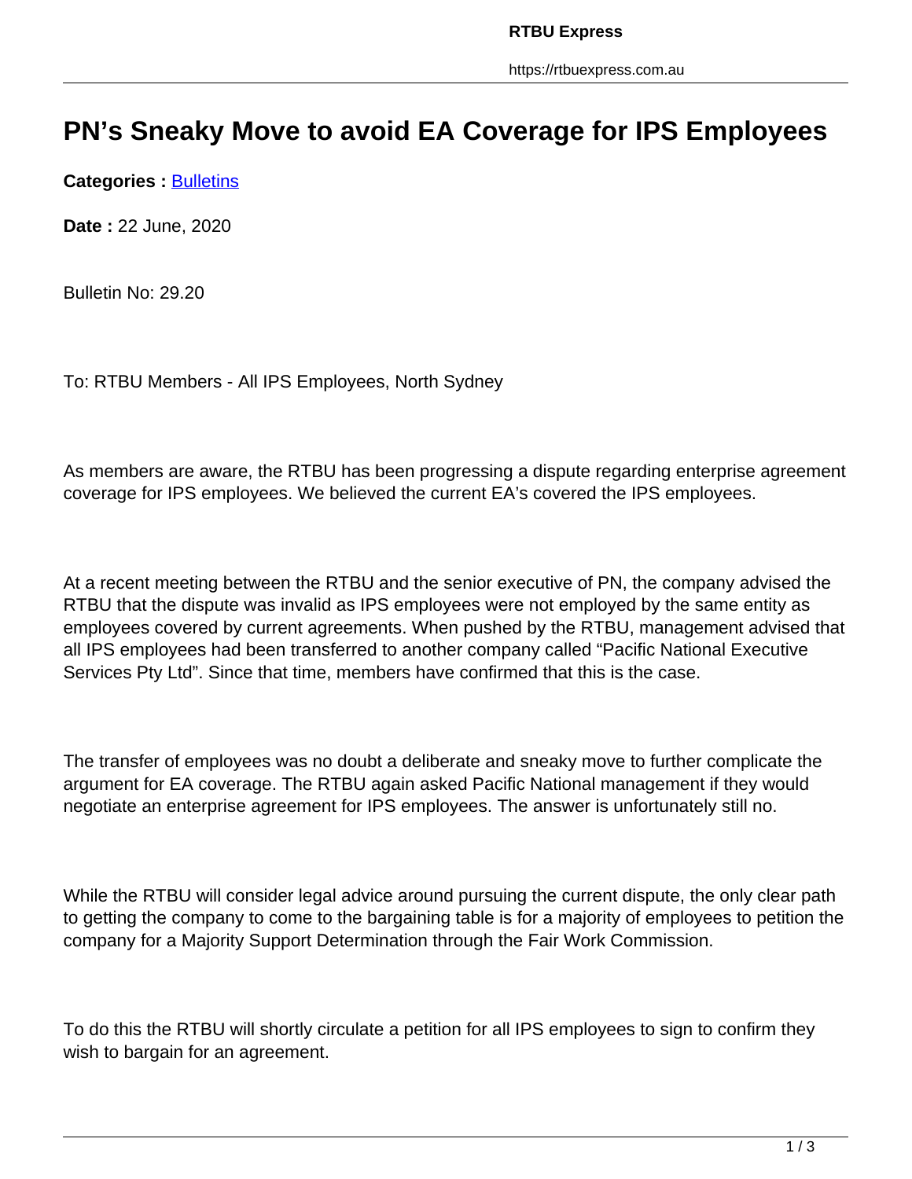# PN’s Sneaky Move to avoid EA Coverage for IPS Employees

**Categories :** [Bulletins]

**Date :** 22 June, 2020

Bulletin No: 29.20

To: RTBU Members - All IPS Employees, North Sydney

As members are aware, the RTBU has been progressing a dispute regarding enterprise agreement coverage for IPS employees. We believed the current EA’s covered the IPS employees.

At a recent meeting between the RTBU and the senior executive of PN, the company advised the RTBU that the dispute was invalid as IPS employees were not employed by the same entity as employees covered by current agreements. When pushed by the RTBU, management advised that all IPS employees had been transferred to another company called “Pacific National Executive Services Pty Ltd”. Since that time, members have confirmed that this is the case.

The transfer of employees was no doubt a deliberate and sneaky move to further complicate the argument for EA coverage. The RTBU again asked Pacific National management if they would negotiate an enterprise agreement for IPS employees. The answer is unfortunately still no.

While the RTBU will consider legal advice around pursuing the current dispute, the only clear path to getting the company to come to the bargaining table is for a majority of employees to petition the company for a Majority Support Determination through the Fair Work Commission.

To do this the RTBU will shortly circulate a petition for all IPS employees to sign to confirm they wish to bargain for an agreement.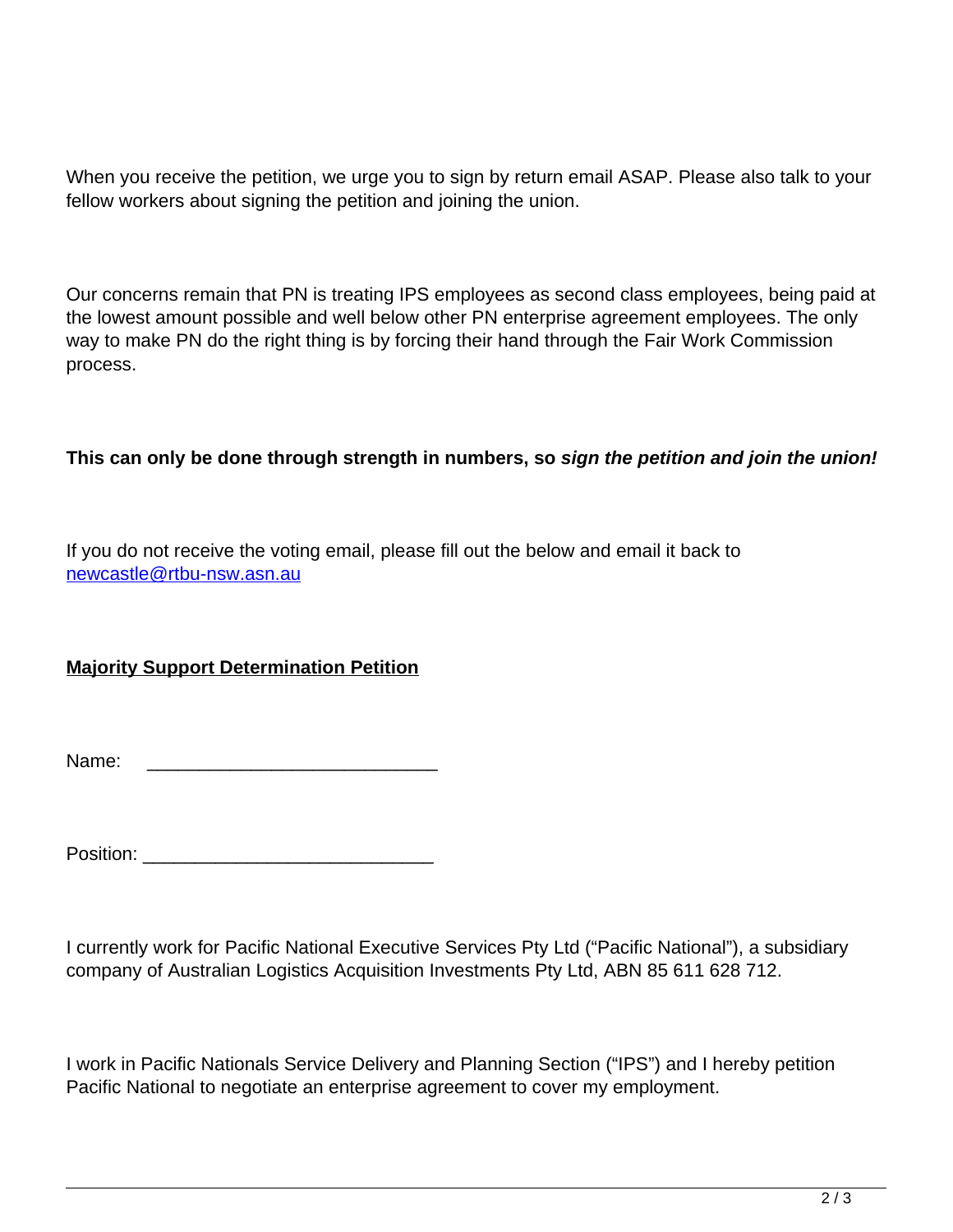When you receive the petition, we urge you to sign by return email ASAP. Please also talk to your fellow workers about signing the petition and joining the union.

Our concerns remain that PN is treating IPS employees as second class employees, being paid at the lowest amount possible and well below other PN enterprise agreement employees. The only way to make PN do the right thing is by forcing their hand through the Fair Work Commission process.

**This can only be done through strength in numbers, so *sign the petition and join the union!***

If you do not receive the voting email, please fill out the below and email it back to [newcastle@rtbu-nsw.asn.au](mailto:newcastle@rtbu-nsw.asn.au)

**Majority Support Determination Petition**

Name: ____________________________

Position: ____________________________

I currently work for Pacific National Executive Services Pty Ltd ("Pacific National"), a subsidiary company of Australian Logistics Acquisition Investments Pty Ltd, ABN 85 611 628 712.

I work in Pacific Nationals Service Delivery and Planning Section ("IPS") and I hereby petition Pacific National to negotiate an enterprise agreement to cover my employment.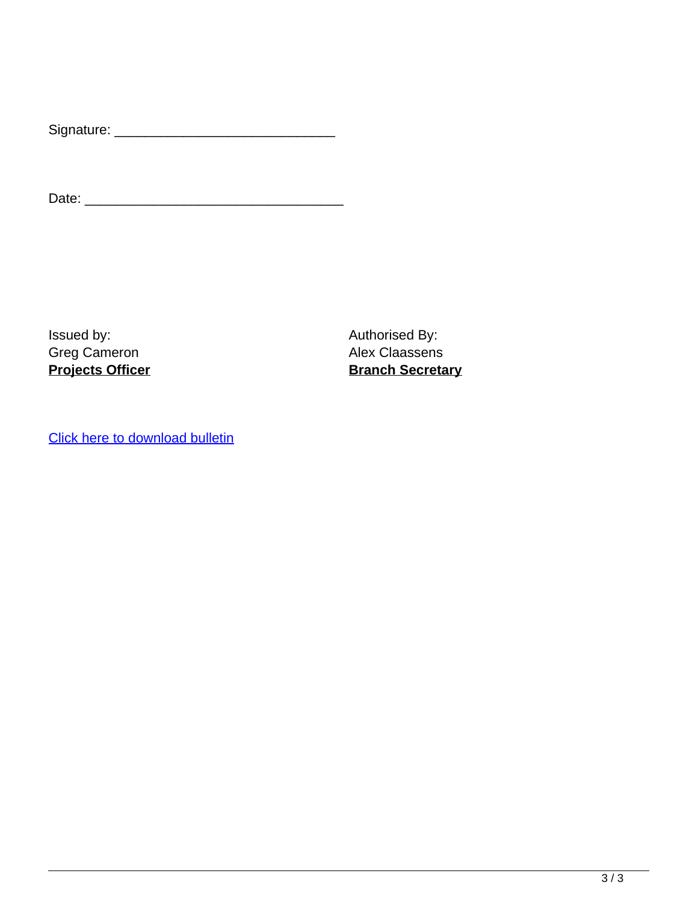Signature: ______________________________

Date: ___________________________________

Issued by:
Greg Cameron
**Projects Officer**

Authorised By:
Alex Claassens
**Branch Secretary**

Click here to download bulletin